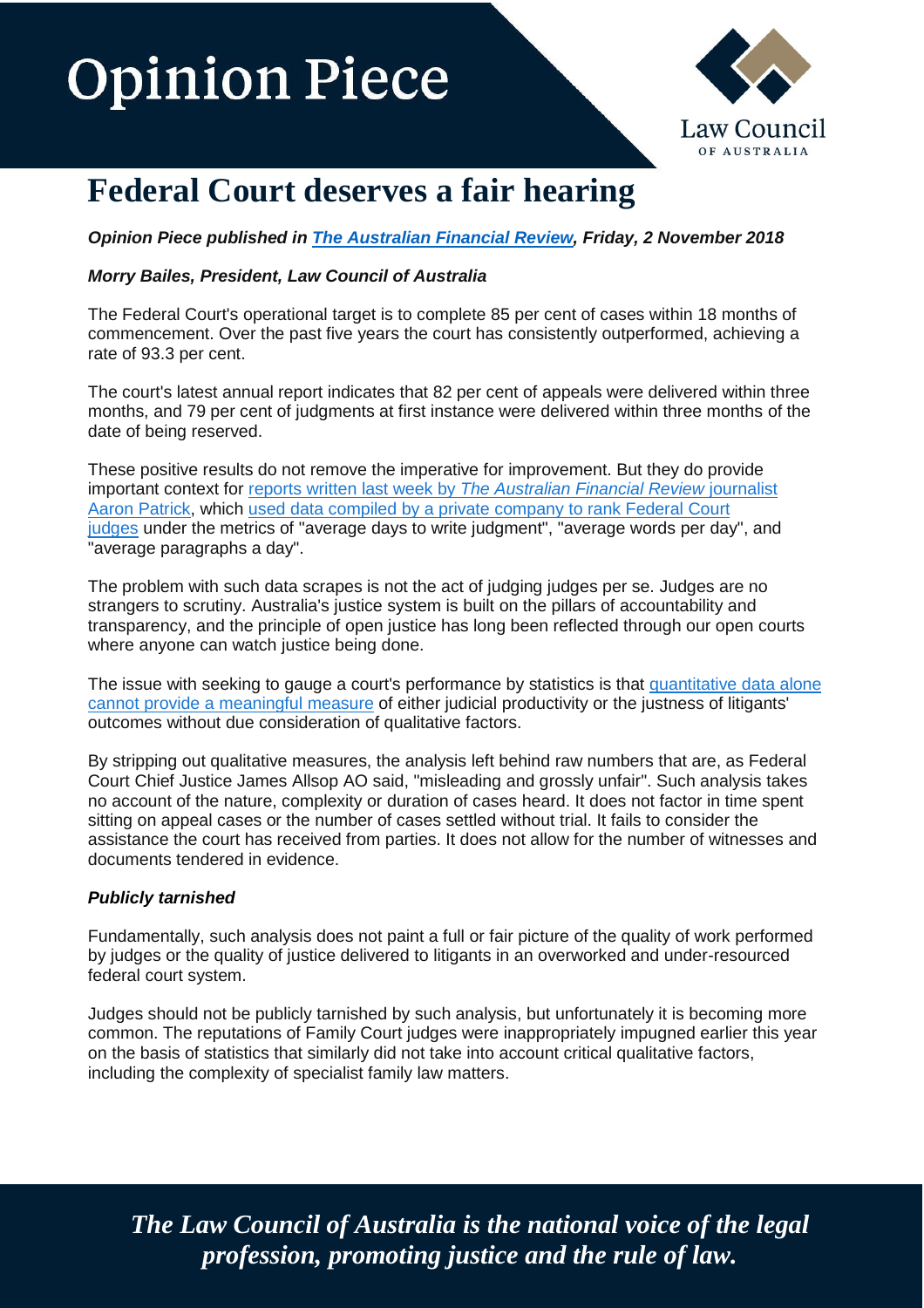# Opinion Piece

Law Council OF AUSTRALIA

# Federal Court deserves a fair hearing

***Opinion Piece published in [The Australian Financial Review](), Friday, 2 November 2018***

***Morry Bailes, President, Law Council of Australia***

The Federal Court's operational target is to complete 85 per cent of cases within 18 months of commencement. Over the past five years the court has consistently outperformed, achieving a rate of 93.3 per cent.

The court's latest annual report indicates that 82 per cent of appeals were delivered within three months, and 79 per cent of judgments at first instance were delivered within three months of the date of being reserved.

These positive results do not remove the imperative for improvement. But they do provide important context for reports written last week by *The Australian Financial Review* journalist Aaron Patrick, which used data compiled by a private company to rank Federal Court judges under the metrics of "average days to write judgment", "average words per day", and "average paragraphs a day".

The problem with such data scrapes is not the act of judging judges per se. Judges are no strangers to scrutiny. Australia's justice system is built on the pillars of accountability and transparency, and the principle of open justice has long been reflected through our open courts where anyone can watch justice being done.

The issue with seeking to gauge a court's performance by statistics is that quantitative data alone cannot provide a meaningful measure of either judicial productivity or the justness of litigants' outcomes without due consideration of qualitative factors.

By stripping out qualitative measures, the analysis left behind raw numbers that are, as Federal Court Chief Justice James Allsop AO said, "misleading and grossly unfair". Such analysis takes no account of the nature, complexity or duration of cases heard. It does not factor in time spent sitting on appeal cases or the number of cases settled without trial. It fails to consider the assistance the court has received from parties. It does not allow for the number of witnesses and documents tendered in evidence.

***Publicly tarnished***

Fundamentally, such analysis does not paint a full or fair picture of the quality of work performed by judges or the quality of justice delivered to litigants in an overworked and under-resourced federal court system.

Judges should not be publicly tarnished by such analysis, but unfortunately it is becoming more common. The reputations of Family Court judges were inappropriately impugned earlier this year on the basis of statistics that similarly did not take into account critical qualitative factors, including the complexity of specialist family law matters.

*The Law Council of Australia is the national voice of the legal profession, promoting justice and the rule of law.*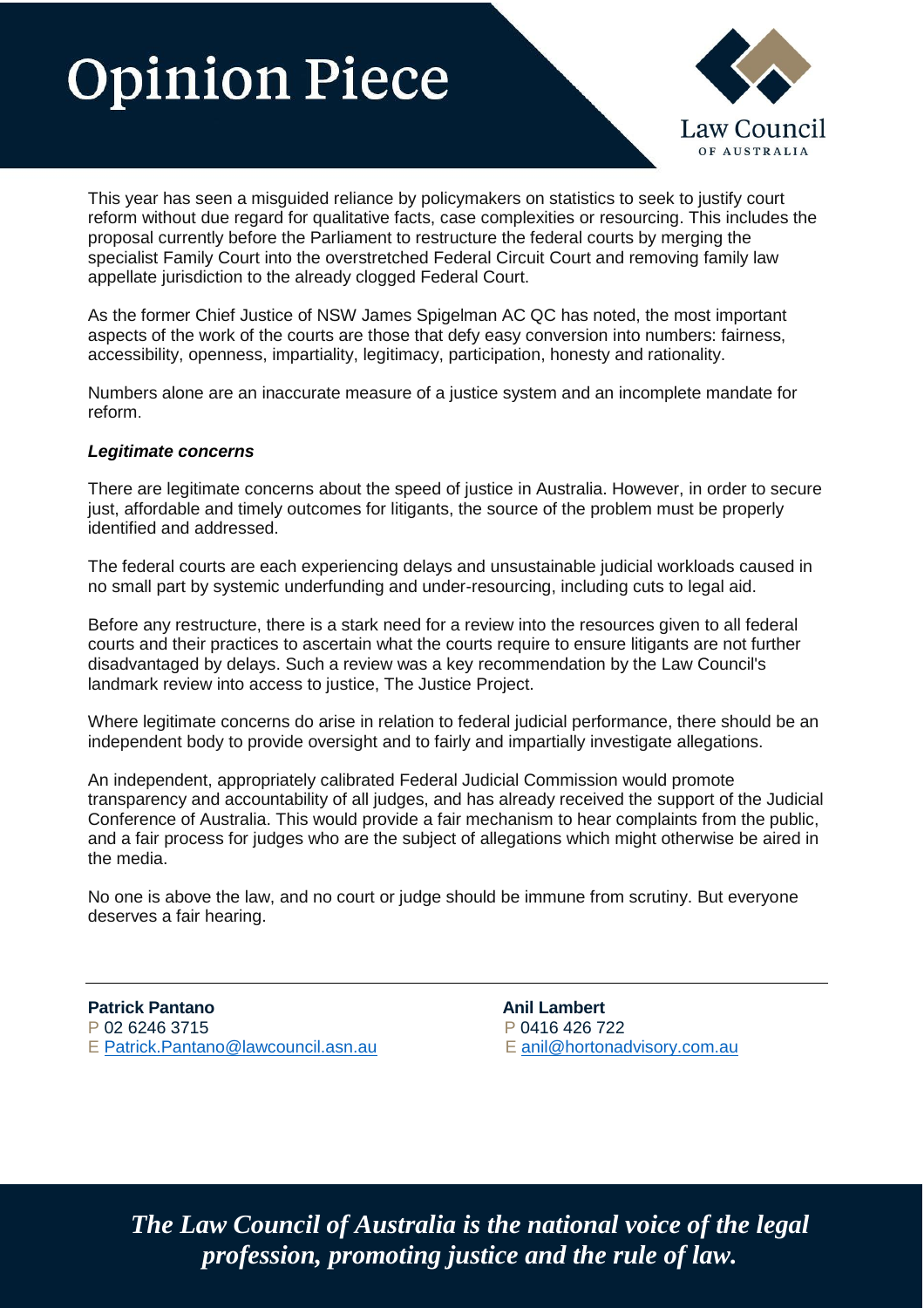# Opinion Piece

This year has seen a misguided reliance by policymakers on statistics to seek to justify court reform without due regard for qualitative facts, case complexities or resourcing. This includes the proposal currently before the Parliament to restructure the federal courts by merging the specialist Family Court into the overstretched Federal Circuit Court and removing family law appellate jurisdiction to the already clogged Federal Court.

As the former Chief Justice of NSW James Spigelman AC QC has noted, the most important aspects of the work of the courts are those that defy easy conversion into numbers: fairness, accessibility, openness, impartiality, legitimacy, participation, honesty and rationality.

Numbers alone are an inaccurate measure of a justice system and an incomplete mandate for reform.

***Legitimate concerns***

There are legitimate concerns about the speed of justice in Australia. However, in order to secure just, affordable and timely outcomes for litigants, the source of the problem must be properly identified and addressed.

The federal courts are each experiencing delays and unsustainable judicial workloads caused in no small part by systemic underfunding and under-resourcing, including cuts to legal aid.

Before any restructure, there is a stark need for a review into the resources given to all federal courts and their practices to ascertain what the courts require to ensure litigants are not further disadvantaged by delays. Such a review was a key recommendation by the Law Council's landmark review into access to justice, The Justice Project.

Where legitimate concerns do arise in relation to federal judicial performance, there should be an independent body to provide oversight and to fairly and impartially investigate allegations.

An independent, appropriately calibrated Federal Judicial Commission would promote transparency and accountability of all judges, and has already received the support of the Judicial Conference of Australia. This would provide a fair mechanism to hear complaints from the public, and a fair process for judges who are the subject of allegations which might otherwise be aired in the media.

No one is above the law, and no court or judge should be immune from scrutiny. But everyone deserves a fair hearing.

---

**Patrick Pantano**
P 02 6246 3715
E Patrick.Pantano@lawcouncil.asn.au

**Anil Lambert**
P 0416 426 722
E anil@hortonadvisory.com.au

*The Law Council of Australia is the national voice of the legal profession, promoting justice and the rule of law.*